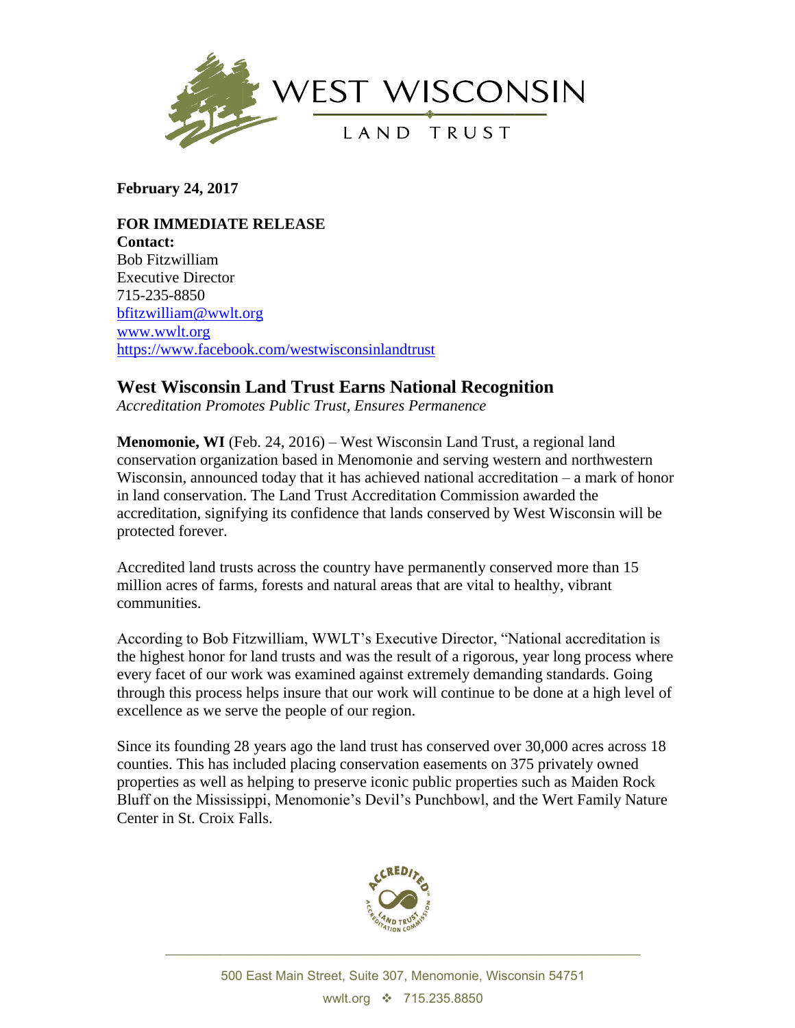WEST WISCONSIN LAND TRUST

**February 24, 2017**

**FOR IMMEDIATE RELEASE**
**Contact:**
Bob Fitzwilliam
Executive Director
715-235-8850
bfitzwilliam@wwlt.org
www.wwlt.org
https://www.facebook.com/westwisconsinlandtrust

## West Wisconsin Land Trust Earns National Recognition

*Accreditation Promotes Public Trust, Ensures Permanence*

**Menomonie, WI** (Feb. 24, 2016) – West Wisconsin Land Trust, a regional land conservation organization based in Menomonie and serving western and northwestern Wisconsin, announced today that it has achieved national accreditation – a mark of honor in land conservation. The Land Trust Accreditation Commission awarded the accreditation, signifying its confidence that lands conserved by West Wisconsin will be protected forever.

Accredited land trusts across the country have permanently conserved more than 15 million acres of farms, forests and natural areas that are vital to healthy, vibrant communities.

According to Bob Fitzwilliam, WWLT's Executive Director, "National accreditation is the highest honor for land trusts and was the result of a rigorous, year long process where every facet of our work was examined against extremely demanding standards. Going through this process helps insure that our work will continue to be done at a high level of excellence as we serve the people of our region.

Since its founding 28 years ago the land trust has conserved over 30,000 acres across 18 counties. This has included placing conservation easements on 375 privately owned properties as well as helping to preserve iconic public properties such as Maiden Rock Bluff on the Mississippi, Menomonie's Devil's Punchbowl, and the Wert Family Nature Center in St. Croix Falls.

500 East Main Street, Suite 307, Menomonie, Wisconsin 54751
wwlt.org ❖ 715.235.8850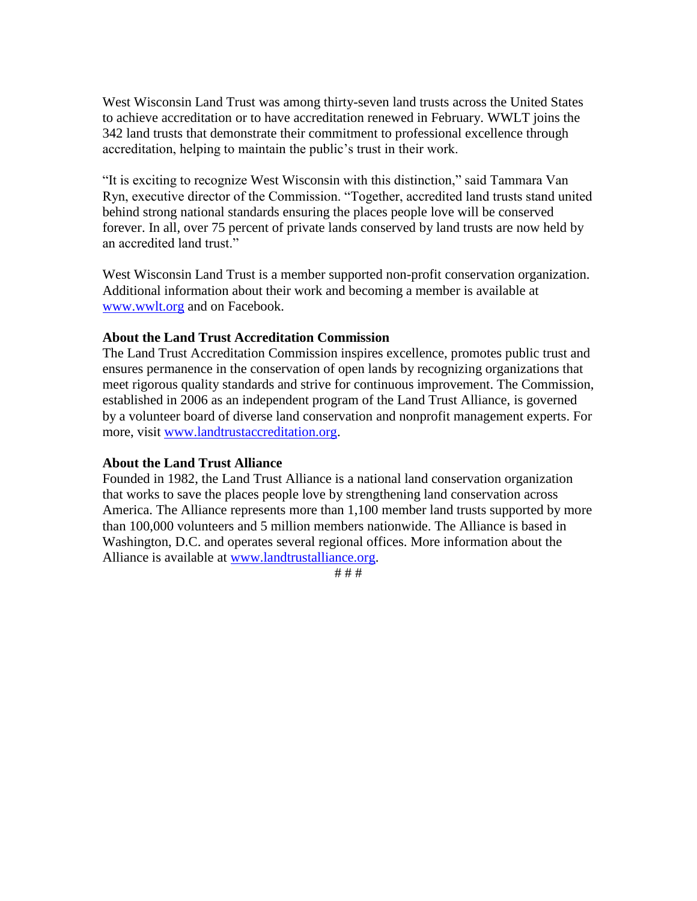West Wisconsin Land Trust was among thirty-seven land trusts across the United States to achieve accreditation or to have accreditation renewed in February. WWLT joins the 342 land trusts that demonstrate their commitment to professional excellence through accreditation, helping to maintain the public's trust in their work.

"It is exciting to recognize West Wisconsin with this distinction," said Tammara Van Ryn, executive director of the Commission. "Together, accredited land trusts stand united behind strong national standards ensuring the places people love will be conserved forever. In all, over 75 percent of private lands conserved by land trusts are now held by an accredited land trust."

West Wisconsin Land Trust is a member supported non-profit conservation organization. Additional information about their work and becoming a member is available at [www.wwlt.org](http://www.wwlt.org) and on Facebook.

**About the Land Trust Accreditation Commission**
The Land Trust Accreditation Commission inspires excellence, promotes public trust and ensures permanence in the conservation of open lands by recognizing organizations that meet rigorous quality standards and strive for continuous improvement. The Commission, established in 2006 as an independent program of the Land Trust Alliance, is governed by a volunteer board of diverse land conservation and nonprofit management experts. For more, visit [www.landtrustaccreditation.org](http://www.landtrustaccreditation.org).

**About the Land Trust Alliance**
Founded in 1982, the Land Trust Alliance is a national land conservation organization that works to save the places people love by strengthening land conservation across America. The Alliance represents more than 1,100 member land trusts supported by more than 100,000 volunteers and 5 million members nationwide. The Alliance is based in Washington, D.C. and operates several regional offices. More information about the Alliance is available at [www.landtrustalliance.org](http://www.landtrustalliance.org).

# # #